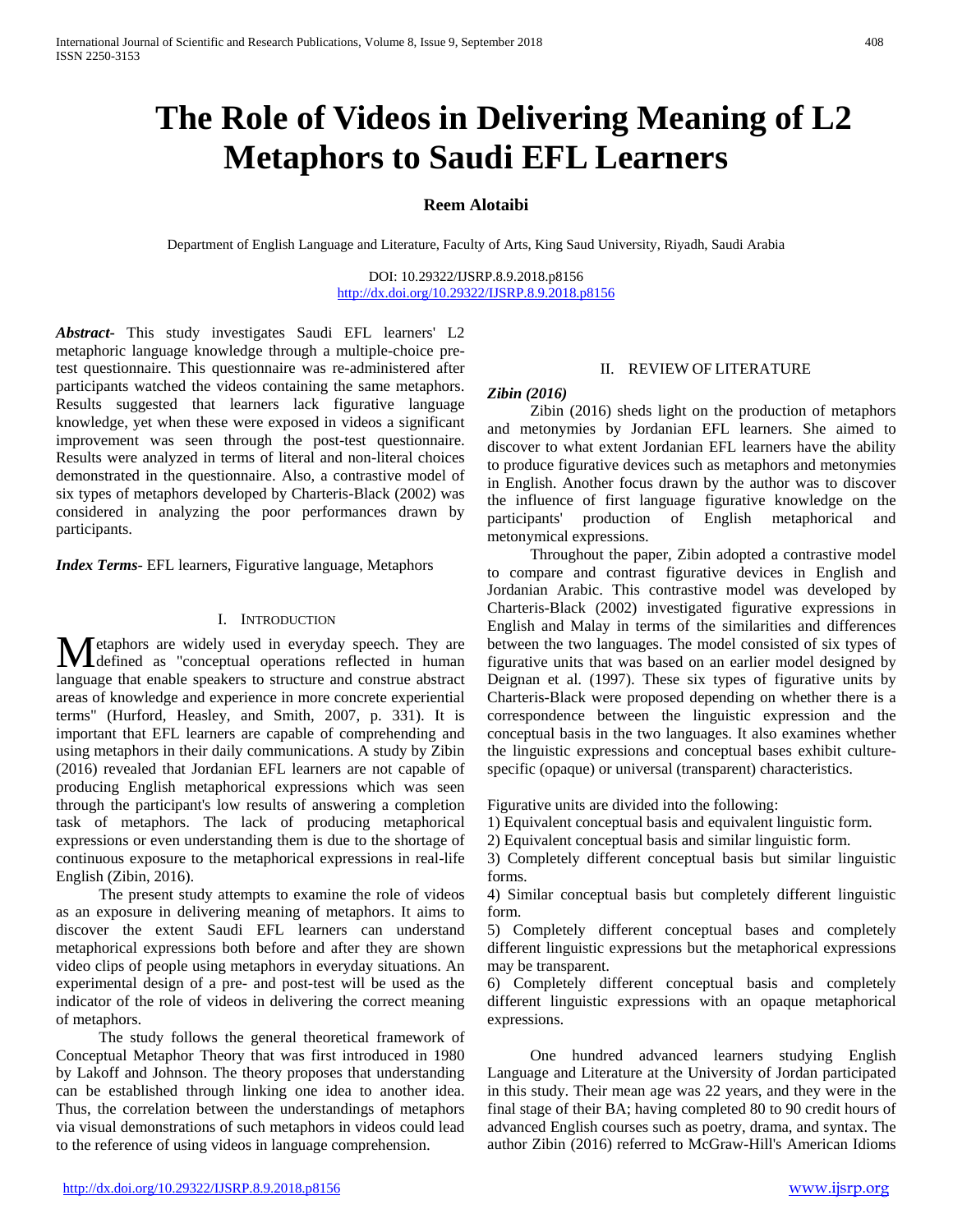# The Role of Videos in Delivering Meaning of L2 Metaphors to Saudi EFL Learners

**Reem Alotaibi**

Department of English Language and Literature, Faculty of Arts, King Saud University, Riyadh, Saudi Arabia

DOI: 10.29322/IJSRP.8.9.2018.p8156
http://dx.doi.org/10.29322/IJSRP.8.9.2018.p8156

***Abstract***- This study investigates Saudi EFL learners' L2 metaphoric language knowledge through a multiple-choice pre-test questionnaire. This questionnaire was re-administered after participants watched the videos containing the same metaphors. Results suggested that learners lack figurative language knowledge, yet when these were exposed in videos a significant improvement was seen through the post-test questionnaire. Results were analyzed in terms of literal and non-literal choices demonstrated in the questionnaire. Also, a contrastive model of six types of metaphors developed by Charteris-Black (2002) was considered in analyzing the poor performances drawn by participants.

***Index Terms***- EFL learners, Figurative language, Metaphors

## I. Introduction

Metaphors are widely used in everyday speech. They are defined as "conceptual operations reflected in human language that enable speakers to structure and construe abstract areas of knowledge and experience in more concrete experiential terms" (Hurford, Heasley, and Smith, 2007, p. 331). It is important that EFL learners are capable of comprehending and using metaphors in their daily communications. A study by Zibin (2016) revealed that Jordanian EFL learners are not capable of producing English metaphorical expressions which was seen through the participant's low results of answering a completion task of metaphors. The lack of producing metaphorical expressions or even understanding them is due to the shortage of continuous exposure to the metaphorical expressions in real-life English (Zibin, 2016).

The present study attempts to examine the role of videos as an exposure in delivering meaning of metaphors. It aims to discover the extent Saudi EFL learners can understand metaphorical expressions both before and after they are shown video clips of people using metaphors in everyday situations. An experimental design of a pre- and post-test will be used as the indicator of the role of videos in delivering the correct meaning of metaphors.

The study follows the general theoretical framework of Conceptual Metaphor Theory that was first introduced in 1980 by Lakoff and Johnson. The theory proposes that understanding can be established through linking one idea to another idea. Thus, the correlation between the understandings of metaphors via visual demonstrations of such metaphors in videos could lead to the reference of using videos in language comprehension.

## II. Review of Literature

***Zibin (2016)***

Zibin (2016) sheds light on the production of metaphors and metonymies by Jordanian EFL learners. She aimed to discover to what extent Jordanian EFL learners have the ability to produce figurative devices such as metaphors and metonymies in English. Another focus drawn by the author was to discover the influence of first language figurative knowledge on the participants' production of English metaphorical and metonymical expressions.

Throughout the paper, Zibin adopted a contrastive model to compare and contrast figurative devices in English and Jordanian Arabic. This contrastive model was developed by Charteris-Black (2002) investigated figurative expressions in English and Malay in terms of the similarities and differences between the two languages. The model consisted of six types of figurative units that was based on an earlier model designed by Deignan et al. (1997). These six types of figurative units by Charteris-Black were proposed depending on whether there is a correspondence between the linguistic expression and the conceptual basis in the two languages. It also examines whether the linguistic expressions and conceptual bases exhibit culture-specific (opaque) or universal (transparent) characteristics.

Figurative units are divided into the following:

1) Equivalent conceptual basis and equivalent linguistic form.
2) Equivalent conceptual basis and similar linguistic form.
3) Completely different conceptual basis but similar linguistic forms.
4) Similar conceptual basis but completely different linguistic form.
5) Completely different conceptual bases and completely different linguistic expressions but the metaphorical expressions may be transparent.
6) Completely different conceptual basis and completely different linguistic expressions with an opaque metaphorical expressions.

One hundred advanced learners studying English Language and Literature at the University of Jordan participated in this study. Their mean age was 22 years, and they were in the final stage of their BA; having completed 80 to 90 credit hours of advanced English courses such as poetry, drama, and syntax. The author Zibin (2016) referred to McGraw-Hill's American Idioms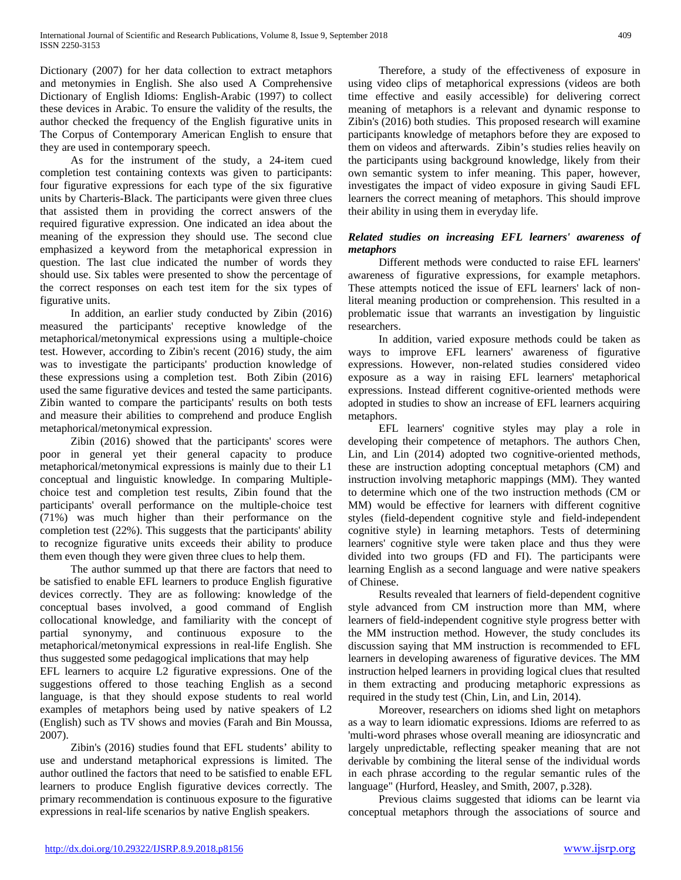Dictionary (2007) for her data collection to extract metaphors and metonymies in English. She also used A Comprehensive Dictionary of English Idioms: English-Arabic (1997) to collect these devices in Arabic. To ensure the validity of the results, the author checked the frequency of the English figurative units in The Corpus of Contemporary American English to ensure that they are used in contemporary speech.

As for the instrument of the study, a 24-item cued completion test containing contexts was given to participants: four figurative expressions for each type of the six figurative units by Charteris-Black. The participants were given three clues that assisted them in providing the correct answers of the required figurative expression. One indicated an idea about the meaning of the expression they should use. The second clue emphasized a keyword from the metaphorical expression in question. The last clue indicated the number of words they should use. Six tables were presented to show the percentage of the correct responses on each test item for the six types of figurative units.

In addition, an earlier study conducted by Zibin (2016) measured the participants' receptive knowledge of the metaphorical/metonymical expressions using a multiple-choice test. However, according to Zibin's recent (2016) study, the aim was to investigate the participants' production knowledge of these expressions using a completion test. Both Zibin (2016) used the same figurative devices and tested the same participants. Zibin wanted to compare the participants' results on both tests and measure their abilities to comprehend and produce English metaphorical/metonymical expression.

Zibin (2016) showed that the participants' scores were poor in general yet their general capacity to produce metaphorical/metonymical expressions is mainly due to their L1 conceptual and linguistic knowledge. In comparing Multiple-choice test and completion test results, Zibin found that the participants' overall performance on the multiple-choice test (71%) was much higher than their performance on the completion test (22%). This suggests that the participants' ability to recognize figurative units exceeds their ability to produce them even though they were given three clues to help them.

The author summed up that there are factors that need to be satisfied to enable EFL learners to produce English figurative devices correctly. They are as following: knowledge of the conceptual bases involved, a good command of English collocational knowledge, and familiarity with the concept of partial synonymy, and continuous exposure to the metaphorical/metonymical expressions in real-life English. She thus suggested some pedagogical implications that may help EFL learners to acquire L2 figurative expressions. One of the suggestions offered to those teaching English as a second language, is that they should expose students to real world examples of metaphors being used by native speakers of L2 (English) such as TV shows and movies (Farah and Bin Moussa, 2007).

Zibin's (2016) studies found that EFL students' ability to use and understand metaphorical expressions is limited. The author outlined the factors that need to be satisfied to enable EFL learners to produce English figurative devices correctly. The primary recommendation is continuous exposure to the figurative expressions in real-life scenarios by native English speakers.

Therefore, a study of the effectiveness of exposure in using video clips of metaphorical expressions (videos are both time effective and easily accessible) for delivering correct meaning of metaphors is a relevant and dynamic response to Zibin's (2016) both studies. This proposed research will examine participants knowledge of metaphors before they are exposed to them on videos and afterwards. Zibin's studies relies heavily on the participants using background knowledge, likely from their own semantic system to infer meaning. This paper, however, investigates the impact of video exposure in giving Saudi EFL learners the correct meaning of metaphors. This should improve their ability in using them in everyday life.

### *Related studies on increasing EFL learners' awareness of metaphors*

Different methods were conducted to raise EFL learners' awareness of figurative expressions, for example metaphors. These attempts noticed the issue of EFL learners' lack of non-literal meaning production or comprehension. This resulted in a problematic issue that warrants an investigation by linguistic researchers.

In addition, varied exposure methods could be taken as ways to improve EFL learners' awareness of figurative expressions. However, non-related studies considered video exposure as a way in raising EFL learners' metaphorical expressions. Instead different cognitive-oriented methods were adopted in studies to show an increase of EFL learners acquiring metaphors.

EFL learners' cognitive styles may play a role in developing their competence of metaphors. The authors Chen, Lin, and Lin (2014) adopted two cognitive-oriented methods, these are instruction adopting conceptual metaphors (CM) and instruction involving metaphoric mappings (MM). They wanted to determine which one of the two instruction methods (CM or MM) would be effective for learners with different cognitive styles (field-dependent cognitive style and field-independent cognitive style) in learning metaphors. Tests of determining learners' cognitive style were taken place and thus they were divided into two groups (FD and FI). The participants were learning English as a second language and were native speakers of Chinese.

Results revealed that learners of field-dependent cognitive style advanced from CM instruction more than MM, where learners of field-independent cognitive style progress better with the MM instruction method. However, the study concludes its discussion saying that MM instruction is recommended to EFL learners in developing awareness of figurative devices. The MM instruction helped learners in providing logical clues that resulted in them extracting and producing metaphoric expressions as required in the study test (Chin, Lin, and Lin, 2014).

Moreover, researchers on idioms shed light on metaphors as a way to learn idiomatic expressions. Idioms are referred to as 'multi-word phrases whose overall meaning are idiosyncratic and largely unpredictable, reflecting speaker meaning that are not derivable by combining the literal sense of the individual words in each phrase according to the regular semantic rules of the language" (Hurford, Heasley, and Smith, 2007, p.328).

Previous claims suggested that idioms can be learnt via conceptual metaphors through the associations of source and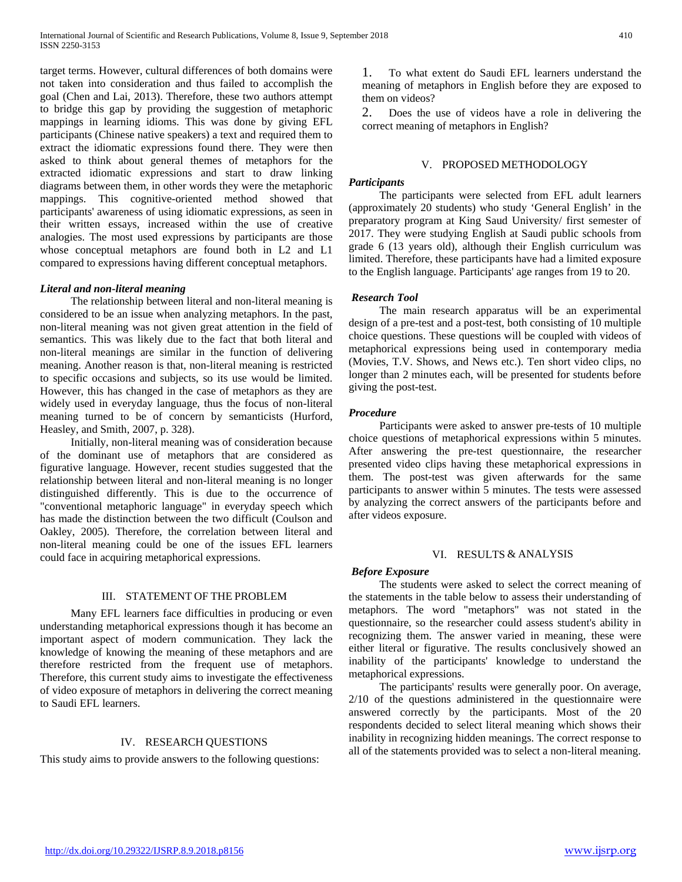target terms. However, cultural differences of both domains were not taken into consideration and thus failed to accomplish the goal (Chen and Lai, 2013). Therefore, these two authors attempt to bridge this gap by providing the suggestion of metaphoric mappings in learning idioms. This was done by giving EFL participants (Chinese native speakers) a text and required them to extract the idiomatic expressions found there. They were then asked to think about general themes of metaphors for the extracted idiomatic expressions and start to draw linking diagrams between them, in other words they were the metaphoric mappings. This cognitive-oriented method showed that participants' awareness of using idiomatic expressions, as seen in their written essays, increased within the use of creative analogies. The most used expressions by participants are those whose conceptual metaphors are found both in L2 and L1 compared to expressions having different conceptual metaphors.

### *Literal and non-literal meaning*

The relationship between literal and non-literal meaning is considered to be an issue when analyzing metaphors. In the past, non-literal meaning was not given great attention in the field of semantics. This was likely due to the fact that both literal and non-literal meanings are similar in the function of delivering meaning. Another reason is that, non-literal meaning is restricted to specific occasions and subjects, so its use would be limited. However, this has changed in the case of metaphors as they are widely used in everyday language, thus the focus of non-literal meaning turned to be of concern by semanticists (Hurford, Heasley, and Smith, 2007, p. 328).

Initially, non-literal meaning was of consideration because of the dominant use of metaphors that are considered as figurative language. However, recent studies suggested that the relationship between literal and non-literal meaning is no longer distinguished differently. This is due to the occurrence of "conventional metaphoric language" in everyday speech which has made the distinction between the two difficult (Coulson and Oakley, 2005). Therefore, the correlation between literal and non-literal meaning could be one of the issues EFL learners could face in acquiring metaphorical expressions.

## III. STATEMENT OF THE PROBLEM

Many EFL learners face difficulties in producing or even understanding metaphorical expressions though it has become an important aspect of modern communication. They lack the knowledge of knowing the meaning of these metaphors and are therefore restricted from the frequent use of metaphors. Therefore, this current study aims to investigate the effectiveness of video exposure of metaphors in delivering the correct meaning to Saudi EFL learners.

## IV. RESEARCH QUESTIONS

This study aims to provide answers to the following questions:

1. To what extent do Saudi EFL learners understand the meaning of metaphors in English before they are exposed to them on videos?
2. Does the use of videos have a role in delivering the correct meaning of metaphors in English?

## V. PROPOSED METHODOLOGY

### *Participants*

The participants were selected from EFL adult learners (approximately 20 students) who study 'General English' in the preparatory program at King Saud University/ first semester of 2017. They were studying English at Saudi public schools from grade 6 (13 years old), although their English curriculum was limited. Therefore, these participants have had a limited exposure to the English language. Participants' age ranges from 19 to 20.

### *Research Tool*

The main research apparatus will be an experimental design of a pre-test and a post-test, both consisting of 10 multiple choice questions. These questions will be coupled with videos of metaphorical expressions being used in contemporary media (Movies, T.V. Shows, and News etc.). Ten short video clips, no longer than 2 minutes each, will be presented for students before giving the post-test.

### *Procedure*

Participants were asked to answer pre-tests of 10 multiple choice questions of metaphorical expressions within 5 minutes. After answering the pre-test questionnaire, the researcher presented video clips having these metaphorical expressions in them. The post-test was given afterwards for the same participants to answer within 5 minutes. The tests were assessed by analyzing the correct answers of the participants before and after videos exposure.

## VI. RESULTS & ANALYSIS

### *Before Exposure*

The students were asked to select the correct meaning of the statements in the table below to assess their understanding of metaphors. The word "metaphors" was not stated in the questionnaire, so the researcher could assess student's ability in recognizing them. The answer varied in meaning, these were either literal or figurative. The results conclusively showed an inability of the participants' knowledge to understand the metaphorical expressions.

The participants' results were generally poor. On average, 2/10 of the questions administered in the questionnaire were answered correctly by the participants. Most of the 20 respondents decided to select literal meaning which shows their inability in recognizing hidden meanings. The correct response to all of the statements provided was to select a non-literal meaning.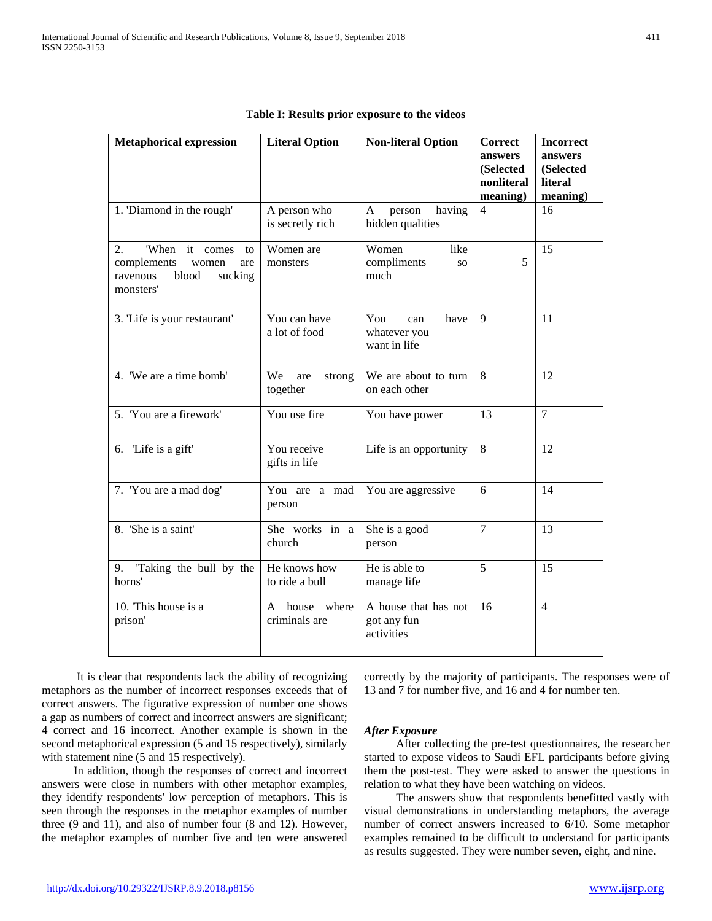**Table I: Results prior exposure to the videos**

| Metaphorical expression | Literal Option | Non-literal Option | Correct answers (Selected nonliteral meaning) | Incorrect answers (Selected literal meaning) |
|---|---|---|---|---|
| 1. 'Diamond in the rough' | A person who is secretly rich | A person having hidden qualities | 4 | 16 |
| 2. 'When it comes to complements women are ravenous blood sucking monsters' | Women are monsters | Women like compliments so much | 5 | 15 |
| 3. 'Life is your restaurant' | You can have a lot of food | You can have whatever you want in life | 9 | 11 |
| 4. 'We are a time bomb' | We are strong together | We are about to turn on each other | 8 | 12 |
| 5. 'You are a firework' | You use fire | You have power | 13 | 7 |
| 6. 'Life is a gift' | You receive gifts in life | Life is an opportunity | 8 | 12 |
| 7. 'You are a mad dog' | You are a mad person | You are aggressive | 6 | 14 |
| 8. 'She is a saint' | She works in a church | She is a good person | 7 | 13 |
| 9. 'Taking the bull by the horns' | He knows how to ride a bull | He is able to manage life | 5 | 15 |
| 10. 'This house is a prison' | A house where criminals are | A house that has not got any fun activities | 16 | 4 |

It is clear that respondents lack the ability of recognizing metaphors as the number of incorrect responses exceeds that of correct answers. The figurative expression of number one shows a gap as numbers of correct and incorrect answers are significant; 4 correct and 16 incorrect. Another example is shown in the second metaphorical expression (5 and 15 respectively), similarly with statement nine (5 and 15 respectively).

In addition, though the responses of correct and incorrect answers were close in numbers with other metaphor examples, they identify respondents' low perception of metaphors. This is seen through the responses in the metaphor examples of number three (9 and 11), and also of number four (8 and 12). However, the metaphor examples of number five and ten were answered correctly by the majority of participants. The responses were of 13 and 7 for number five, and 16 and 4 for number ten.

### *After Exposure*

After collecting the pre-test questionnaires, the researcher started to expose videos to Saudi EFL participants before giving them the post-test. They were asked to answer the questions in relation to what they have been watching on videos.

The answers show that respondents benefitted vastly with visual demonstrations in understanding metaphors, the average number of correct answers increased to 6/10. Some metaphor examples remained to be difficult to understand for participants as results suggested. They were number seven, eight, and nine.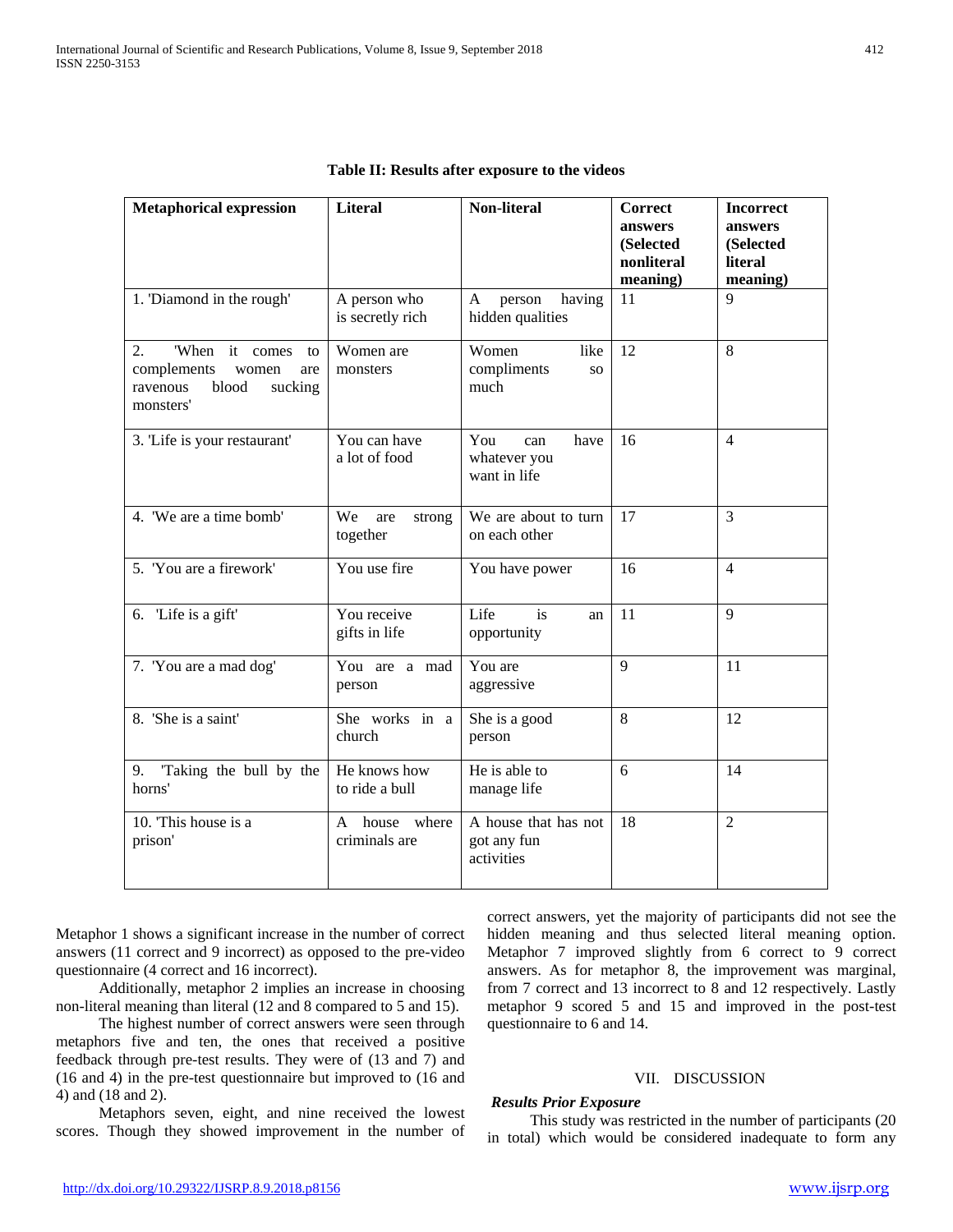**Table II: Results after exposure to the videos**

| Metaphorical expression | Literal | Non-literal | Correct answers (Selected nonliteral meaning) | Incorrect answers (Selected literal meaning) |
|---|---|---|---|---|
| 1. 'Diamond in the rough' | A person who is secretly rich | A person having hidden qualities | 11 | 9 |
| 2. 'When it comes to complements women are ravenous blood sucking monsters' | Women are monsters | Women like compliments so much | 12 | 8 |
| 3. 'Life is your restaurant' | You can have a lot of food | You can have whatever you want in life | 16 | 4 |
| 4. 'We are a time bomb' | We are strong together | We are about to turn on each other | 17 | 3 |
| 5. 'You are a firework' | You use fire | You have power | 16 | 4 |
| 6. 'Life is a gift' | You receive gifts in life | Life is an opportunity | 11 | 9 |
| 7. 'You are a mad dog' | You are a mad person | You are aggressive | 9 | 11 |
| 8. 'She is a saint' | She works in a church | She is a good person | 8 | 12 |
| 9. 'Taking the bull by the horns' | He knows how to ride a bull | He is able to manage life | 6 | 14 |
| 10. 'This house is a prison' | A house where criminals are | A house that has not got any fun activities | 18 | 2 |

Metaphor 1 shows a significant increase in the number of correct answers (11 correct and 9 incorrect) as opposed to the pre-video questionnaire (4 correct and 16 incorrect).

Additionally, metaphor 2 implies an increase in choosing non-literal meaning than literal (12 and 8 compared to 5 and 15).

The highest number of correct answers were seen through metaphors five and ten, the ones that received a positive feedback through pre-test results. They were of (13 and 7) and (16 and 4) in the pre-test questionnaire but improved to (16 and 4) and (18 and 2).

Metaphors seven, eight, and nine received the lowest scores. Though they showed improvement in the number of correct answers, yet the majority of participants did not see the hidden meaning and thus selected literal meaning option. Metaphor 7 improved slightly from 6 correct to 9 correct answers. As for metaphor 8, the improvement was marginal, from 7 correct and 13 incorrect to 8 and 12 respectively. Lastly metaphor 9 scored 5 and 15 and improved in the post-test questionnaire to 6 and 14.

## VII. DISCUSSION

***Results Prior Exposure***

This study was restricted in the number of participants (20 in total) which would be considered inadequate to form any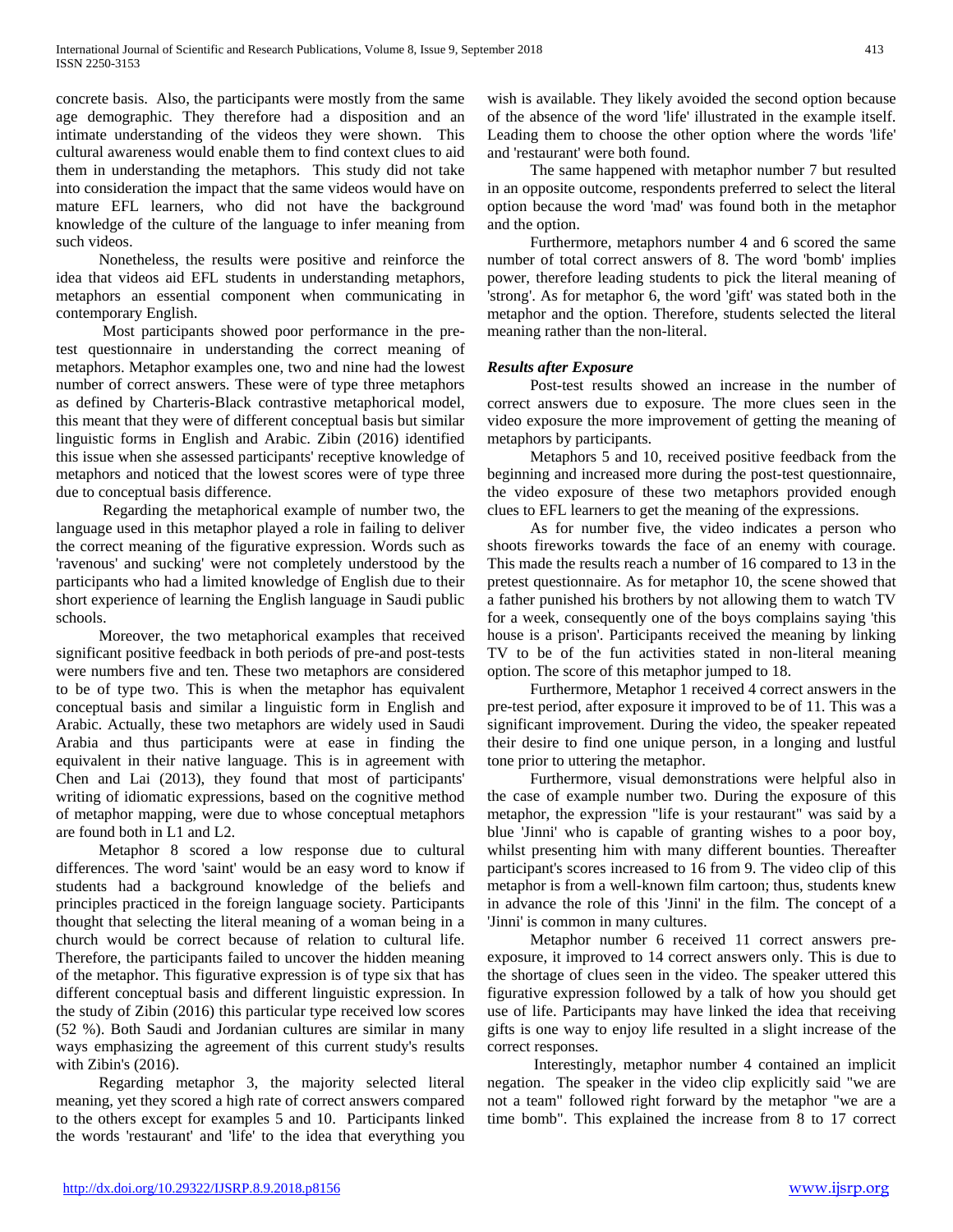concrete basis. Also, the participants were mostly from the same age demographic. They therefore had a disposition and an intimate understanding of the videos they were shown. This cultural awareness would enable them to find context clues to aid them in understanding the metaphors. This study did not take into consideration the impact that the same videos would have on mature EFL learners, who did not have the background knowledge of the culture of the language to infer meaning from such videos.

Nonetheless, the results were positive and reinforce the idea that videos aid EFL students in understanding metaphors, metaphors an essential component when communicating in contemporary English.

Most participants showed poor performance in the pre-test questionnaire in understanding the correct meaning of metaphors. Metaphor examples one, two and nine had the lowest number of correct answers. These were of type three metaphors as defined by Charteris-Black contrastive metaphorical model, this meant that they were of different conceptual basis but similar linguistic forms in English and Arabic. Zibin (2016) identified this issue when she assessed participants' receptive knowledge of metaphors and noticed that the lowest scores were of type three due to conceptual basis difference.

Regarding the metaphorical example of number two, the language used in this metaphor played a role in failing to deliver the correct meaning of the figurative expression. Words such as 'ravenous' and sucking' were not completely understood by the participants who had a limited knowledge of English due to their short experience of learning the English language in Saudi public schools.

Moreover, the two metaphorical examples that received significant positive feedback in both periods of pre-and post-tests were numbers five and ten. These two metaphors are considered to be of type two. This is when the metaphor has equivalent conceptual basis and similar a linguistic form in English and Arabic. Actually, these two metaphors are widely used in Saudi Arabia and thus participants were at ease in finding the equivalent in their native language. This is in agreement with Chen and Lai (2013), they found that most of participants' writing of idiomatic expressions, based on the cognitive method of metaphor mapping, were due to whose conceptual metaphors are found both in L1 and L2.

Metaphor 8 scored a low response due to cultural differences. The word 'saint' would be an easy word to know if students had a background knowledge of the beliefs and principles practiced in the foreign language society. Participants thought that selecting the literal meaning of a woman being in a church would be correct because of relation to cultural life. Therefore, the participants failed to uncover the hidden meaning of the metaphor. This figurative expression is of type six that has different conceptual basis and different linguistic expression. In the study of Zibin (2016) this particular type received low scores (52 %). Both Saudi and Jordanian cultures are similar in many ways emphasizing the agreement of this current study's results with Zibin's (2016).

Regarding metaphor 3, the majority selected literal meaning, yet they scored a high rate of correct answers compared to the others except for examples 5 and 10. Participants linked the words 'restaurant' and 'life' to the idea that everything you wish is available. They likely avoided the second option because of the absence of the word 'life' illustrated in the example itself. Leading them to choose the other option where the words 'life' and 'restaurant' were both found.

The same happened with metaphor number 7 but resulted in an opposite outcome, respondents preferred to select the literal option because the word 'mad' was found both in the metaphor and the option.

Furthermore, metaphors number 4 and 6 scored the same number of total correct answers of 8. The word 'bomb' implies power, therefore leading students to pick the literal meaning of 'strong'. As for metaphor 6, the word 'gift' was stated both in the metaphor and the option. Therefore, students selected the literal meaning rather than the non-literal.

***Results after Exposure***

Post-test results showed an increase in the number of correct answers due to exposure. The more clues seen in the video exposure the more improvement of getting the meaning of metaphors by participants.

Metaphors 5 and 10, received positive feedback from the beginning and increased more during the post-test questionnaire, the video exposure of these two metaphors provided enough clues to EFL learners to get the meaning of the expressions.

As for number five, the video indicates a person who shoots fireworks towards the face of an enemy with courage. This made the results reach a number of 16 compared to 13 in the pretest questionnaire. As for metaphor 10, the scene showed that a father punished his brothers by not allowing them to watch TV for a week, consequently one of the boys complains saying 'this house is a prison'. Participants received the meaning by linking TV to be of the fun activities stated in non-literal meaning option. The score of this metaphor jumped to 18.

Furthermore, Metaphor 1 received 4 correct answers in the pre-test period, after exposure it improved to be of 11. This was a significant improvement. During the video, the speaker repeated their desire to find one unique person, in a longing and lustful tone prior to uttering the metaphor.

Furthermore, visual demonstrations were helpful also in the case of example number two. During the exposure of this metaphor, the expression "life is your restaurant" was said by a blue 'Jinni' who is capable of granting wishes to a poor boy, whilst presenting him with many different bounties. Thereafter participant's scores increased to 16 from 9. The video clip of this metaphor is from a well-known film cartoon; thus, students knew in advance the role of this 'Jinni' in the film. The concept of a 'Jinni' is common in many cultures.

Metaphor number 6 received 11 correct answers pre-exposure, it improved to 14 correct answers only. This is due to the shortage of clues seen in the video. The speaker uttered this figurative expression followed by a talk of how you should get use of life. Participants may have linked the idea that receiving gifts is one way to enjoy life resulted in a slight increase of the correct responses.

Interestingly, metaphor number 4 contained an implicit negation. The speaker in the video clip explicitly said "we are not a team" followed right forward by the metaphor "we are a time bomb". This explained the increase from 8 to 17 correct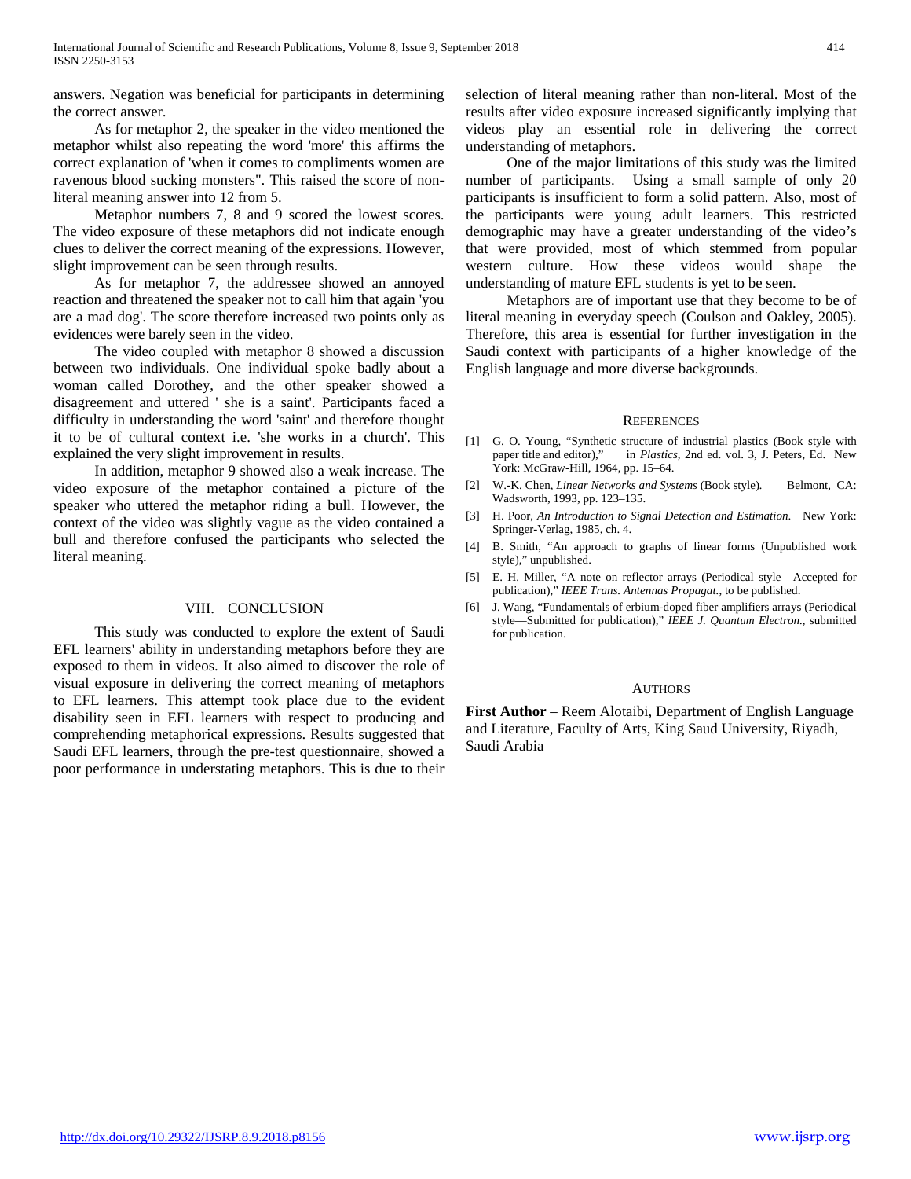answers. Negation was beneficial for participants in determining the correct answer.

As for metaphor 2, the speaker in the video mentioned the metaphor whilst also repeating the word 'more' this affirms the correct explanation of 'when it comes to compliments women are ravenous blood sucking monsters". This raised the score of non-literal meaning answer into 12 from 5.

Metaphor numbers 7, 8 and 9 scored the lowest scores. The video exposure of these metaphors did not indicate enough clues to deliver the correct meaning of the expressions. However, slight improvement can be seen through results.

As for metaphor 7, the addressee showed an annoyed reaction and threatened the speaker not to call him that again 'you are a mad dog'. The score therefore increased two points only as evidences were barely seen in the video.

The video coupled with metaphor 8 showed a discussion between two individuals. One individual spoke badly about a woman called Dorothey, and the other speaker showed a disagreement and uttered ' she is a saint'. Participants faced a difficulty in understanding the word 'saint' and therefore thought it to be of cultural context i.e. 'she works in a church'. This explained the very slight improvement in results.

In addition, metaphor 9 showed also a weak increase. The video exposure of the metaphor contained a picture of the speaker who uttered the metaphor riding a bull. However, the context of the video was slightly vague as the video contained a bull and therefore confused the participants who selected the literal meaning.

## VIII. Conclusion

This study was conducted to explore the extent of Saudi EFL learners' ability in understanding metaphors before they are exposed to them in videos. It also aimed to discover the role of visual exposure in delivering the correct meaning of metaphors to EFL learners. This attempt took place due to the evident disability seen in EFL learners with respect to producing and comprehending metaphorical expressions. Results suggested that Saudi EFL learners, through the pre-test questionnaire, showed a poor performance in understating metaphors. This is due to their selection of literal meaning rather than non-literal. Most of the results after video exposure increased significantly implying that videos play an essential role in delivering the correct understanding of metaphors.

One of the major limitations of this study was the limited number of participants. Using a small sample of only 20 participants is insufficient to form a solid pattern. Also, most of the participants were young adult learners. This restricted demographic may have a greater understanding of the video's that were provided, most of which stemmed from popular western culture. How these videos would shape the understanding of mature EFL students is yet to be seen.

Metaphors are of important use that they become to be of literal meaning in everyday speech (Coulson and Oakley, 2005). Therefore, this area is essential for further investigation in the Saudi context with participants of a higher knowledge of the English language and more diverse backgrounds.

## References

[1] G. O. Young, "Synthetic structure of industrial plastics (Book style with paper title and editor)," in *Plastics*, 2nd ed. vol. 3, J. Peters, Ed. New York: McGraw-Hill, 1964, pp. 15–64.

[2] W.-K. Chen, *Linear Networks and Systems* (Book style). Belmont, CA: Wadsworth, 1993, pp. 123–135.

[3] H. Poor, *An Introduction to Signal Detection and Estimation*. New York: Springer-Verlag, 1985, ch. 4.

[4] B. Smith, "An approach to graphs of linear forms (Unpublished work style)," unpublished.

[5] E. H. Miller, "A note on reflector arrays (Periodical style—Accepted for publication)," *IEEE Trans. Antennas Propagat.*, to be published.

[6] J. Wang, "Fundamentals of erbium-doped fiber amplifiers arrays (Periodical style—Submitted for publication)," *IEEE J. Quantum Electron.*, submitted for publication.

## Authors

**First Author** – Reem Alotaibi, Department of English Language and Literature, Faculty of Arts, King Saud University, Riyadh, Saudi Arabia